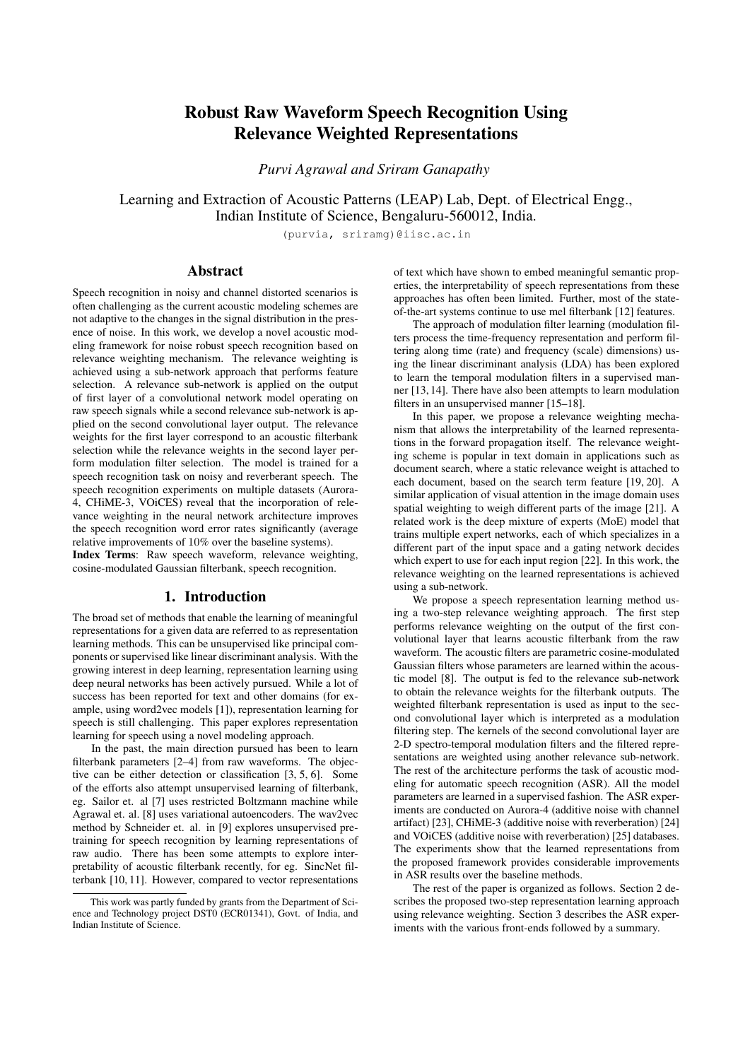# Robust Raw Waveform Speech Recognition Using Relevance Weighted Representations

*Purvi Agrawal and Sriram Ganapathy*

Learning and Extraction of Acoustic Patterns (LEAP) Lab, Dept. of Electrical Engg., Indian Institute of Science, Bengaluru-560012, India.

(purvia, sriramg)@iisc.ac.in

## Abstract

Speech recognition in noisy and channel distorted scenarios is often challenging as the current acoustic modeling schemes are not adaptive to the changes in the signal distribution in the presence of noise. In this work, we develop a novel acoustic modeling framework for noise robust speech recognition based on relevance weighting mechanism. The relevance weighting is achieved using a sub-network approach that performs feature selection. A relevance sub-network is applied on the output of first layer of a convolutional network model operating on raw speech signals while a second relevance sub-network is applied on the second convolutional layer output. The relevance weights for the first layer correspond to an acoustic filterbank selection while the relevance weights in the second layer perform modulation filter selection. The model is trained for a speech recognition task on noisy and reverberant speech. The speech recognition experiments on multiple datasets (Aurora-4, CHiME-3, VOiCES) reveal that the incorporation of relevance weighting in the neural network architecture improves the speech recognition word error rates significantly (average relative improvements of 10% over the baseline systems).

**Index Terms**: Raw speech waveform, relevance weighting, cosine-modulated Gaussian filterbank, speech recognition.

## 1. Introduction

The broad set of methods that enable the learning of meaningful representations for a given data are referred to as representation learning methods. This can be unsupervised like principal components or supervised like linear discriminant analysis. With the growing interest in deep learning, representation learning using deep neural networks has been actively pursued. While a lot of success has been reported for text and other domains (for example, using word2vec models [1]), representation learning for speech is still challenging. This paper explores representation learning for speech using a novel modeling approach.

In the past, the main direction pursued has been to learn filterbank parameters [2–4] from raw waveforms. The objective can be either detection or classification [3, 5, 6]. Some of the efforts also attempt unsupervised learning of filterbank, eg. Sailor et. al [7] uses restricted Boltzmann machine while Agrawal et. al. [8] uses variational autoencoders. The wav2vec method by Schneider et. al. in [9] explores unsupervised pre-training for speech recognition by learning representations of raw audio. There has been some attempts to explore interpretability of acoustic filterbank recently, for eg. SincNet filterbank [10, 11]. However, compared to vector representations of text which have shown to embed meaningful semantic properties, the interpretability of speech representations from these approaches has often been limited. Further, most of the state-of-the-art systems continue to use mel filterbank [12] features.

The approach of modulation filter learning (modulation filters process the time-frequency representation and perform filtering along time (rate) and frequency (scale) dimensions) using the linear discriminant analysis (LDA) has been explored to learn the temporal modulation filters in a supervised manner [13, 14]. There have also been attempts to learn modulation filters in an unsupervised manner [15–18].

In this paper, we propose a relevance weighting mechanism that allows the interpretability of the learned representations in the forward propagation itself. The relevance weighting scheme is popular in text domain in applications such as document search, where a static relevance weight is attached to each document, based on the search term feature [19, 20]. A similar application of visual attention in the image domain uses spatial weighting to weigh different parts of the image [21]. A related work is the deep mixture of experts (MoE) model that trains multiple expert networks, each of which specializes in a different part of the input space and a gating network decides which expert to use for each input region [22]. In this work, the relevance weighting on the learned representations is achieved using a sub-network.

We propose a speech representation learning method using a two-step relevance weighting approach. The first step performs relevance weighting on the output of the first convolutional layer that learns acoustic filterbank from the raw waveform. The acoustic filters are parametric cosine-modulated Gaussian filters whose parameters are learned within the acoustic model [8]. The output is fed to the relevance sub-network to obtain the relevance weights for the filterbank outputs. The weighted filterbank representation is used as input to the second convolutional layer which is interpreted as a modulation filtering step. The kernels of the second convolutional layer are 2-D spectro-temporal modulation filters and the filtered representations are weighted using another relevance sub-network. The rest of the architecture performs the task of acoustic modeling for automatic speech recognition (ASR). All the model parameters are learned in a supervised fashion. The ASR experiments are conducted on Aurora-4 (additive noise with channel artifact) [23], CHiME-3 (additive noise with reverberation) [24] and VOiCES (additive noise with reverberation) [25] databases. The experiments show that the learned representations from the proposed framework provides considerable improvements in ASR results over the baseline methods.

The rest of the paper is organized as follows. Section 2 describes the proposed two-step representation learning approach using relevance weighting. Section 3 describes the ASR experiments with the various front-ends followed by a summary.

This work was partly funded by grants from the Department of Science and Technology project DST0 (ECR01341), Govt. of India, and Indian Institute of Science.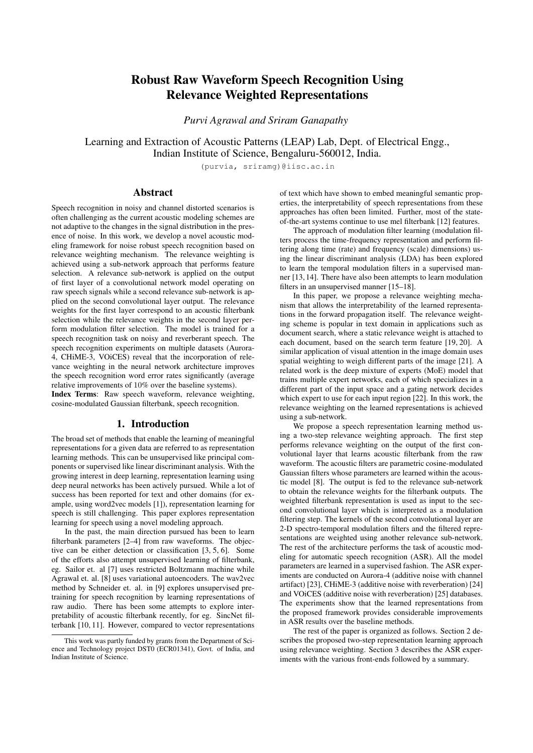# Robust Raw Waveform Speech Recognition Using Relevance Weighted Representations

*Purvi Agrawal and Sriram Ganapathy*

Learning and Extraction of Acoustic Patterns (LEAP) Lab, Dept. of Electrical Engg., Indian Institute of Science, Bengaluru-560012, India.

(purvia, sriramg)@iisc.ac.in

## Abstract

Speech recognition in noisy and channel distorted scenarios is often challenging as the current acoustic modeling schemes are not adaptive to the changes in the signal distribution in the presence of noise. In this work, we develop a novel acoustic modeling framework for noise robust speech recognition based on relevance weighting mechanism. The relevance weighting is achieved using a sub-network approach that performs feature selection. A relevance sub-network is applied on the output of first layer of a convolutional network model operating on raw speech signals while a second relevance sub-network is applied on the second convolutional layer output. The relevance weights for the first layer correspond to an acoustic filterbank selection while the relevance weights in the second layer perform modulation filter selection. The model is trained for a speech recognition task on noisy and reverberant speech. The speech recognition experiments on multiple datasets (Aurora-4, CHiME-3, VOiCES) reveal that the incorporation of relevance weighting in the neural network architecture improves the speech recognition word error rates significantly (average relative improvements of 10% over the baseline systems).

**Index Terms**: Raw speech waveform, relevance weighting, cosine-modulated Gaussian filterbank, speech recognition.

## 1. Introduction

The broad set of methods that enable the learning of meaningful representations for a given data are referred to as representation learning methods. This can be unsupervised like principal components or supervised like linear discriminant analysis. With the growing interest in deep learning, representation learning using deep neural networks has been actively pursued. While a lot of success has been reported for text and other domains (for example, using word2vec models [1]), representation learning for speech is still challenging. This paper explores representation learning for speech using a novel modeling approach.

In the past, the main direction pursued has been to learn filterbank parameters [2–4] from raw waveforms. The objective can be either detection or classification [3, 5, 6]. Some of the efforts also attempt unsupervised learning of filterbank, eg. Sailor et. al [7] uses restricted Boltzmann machine while Agrawal et. al. [8] uses variational autoencoders. The wav2vec method by Schneider et. al. in [9] explores unsupervised pre-training for speech recognition by learning representations of raw audio. There has been some attempts to explore interpretability of acoustic filterbank recently, for eg. SincNet filterbank [10, 11]. However, compared to vector representations of text which have shown to embed meaningful semantic properties, the interpretability of speech representations from these approaches has often been limited. Further, most of the state-of-the-art systems continue to use mel filterbank [12] features.

The approach of modulation filter learning (modulation filters process the time-frequency representation and perform filtering along time (rate) and frequency (scale) dimensions) using the linear discriminant analysis (LDA) has been explored to learn the temporal modulation filters in a supervised manner [13, 14]. There have also been attempts to learn modulation filters in an unsupervised manner [15–18].

In this paper, we propose a relevance weighting mechanism that allows the interpretability of the learned representations in the forward propagation itself. The relevance weighting scheme is popular in text domain in applications such as document search, where a static relevance weight is attached to each document, based on the search term feature [19, 20]. A similar application of visual attention in the image domain uses spatial weighting to weigh different parts of the image [21]. A related work is the deep mixture of experts (MoE) model that trains multiple expert networks, each of which specializes in a different part of the input space and a gating network decides which expert to use for each input region [22]. In this work, the relevance weighting on the learned representations is achieved using a sub-network.

We propose a speech representation learning method using a two-step relevance weighting approach. The first step performs relevance weighting on the output of the first convolutional layer that learns acoustic filterbank from the raw waveform. The acoustic filters are parametric cosine-modulated Gaussian filters whose parameters are learned within the acoustic model [8]. The output is fed to the relevance sub-network to obtain the relevance weights for the filterbank outputs. The weighted filterbank representation is used as input to the second convolutional layer which is interpreted as a modulation filtering step. The kernels of the second convolutional layer are 2-D spectro-temporal modulation filters and the filtered representations are weighted using another relevance sub-network. The rest of the architecture performs the task of acoustic modeling for automatic speech recognition (ASR). All the model parameters are learned in a supervised fashion. The ASR experiments are conducted on Aurora-4 (additive noise with channel artifact) [23], CHiME-3 (additive noise with reverberation) [24] and VOiCES (additive noise with reverberation) [25] databases. The experiments show that the learned representations from the proposed framework provides considerable improvements in ASR results over the baseline methods.

The rest of the paper is organized as follows. Section 2 describes the proposed two-step representation learning approach using relevance weighting. Section 3 describes the ASR experiments with the various front-ends followed by a summary.

This work was partly funded by grants from the Department of Science and Technology project DST0 (ECR01341), Govt. of India, and Indian Institute of Science.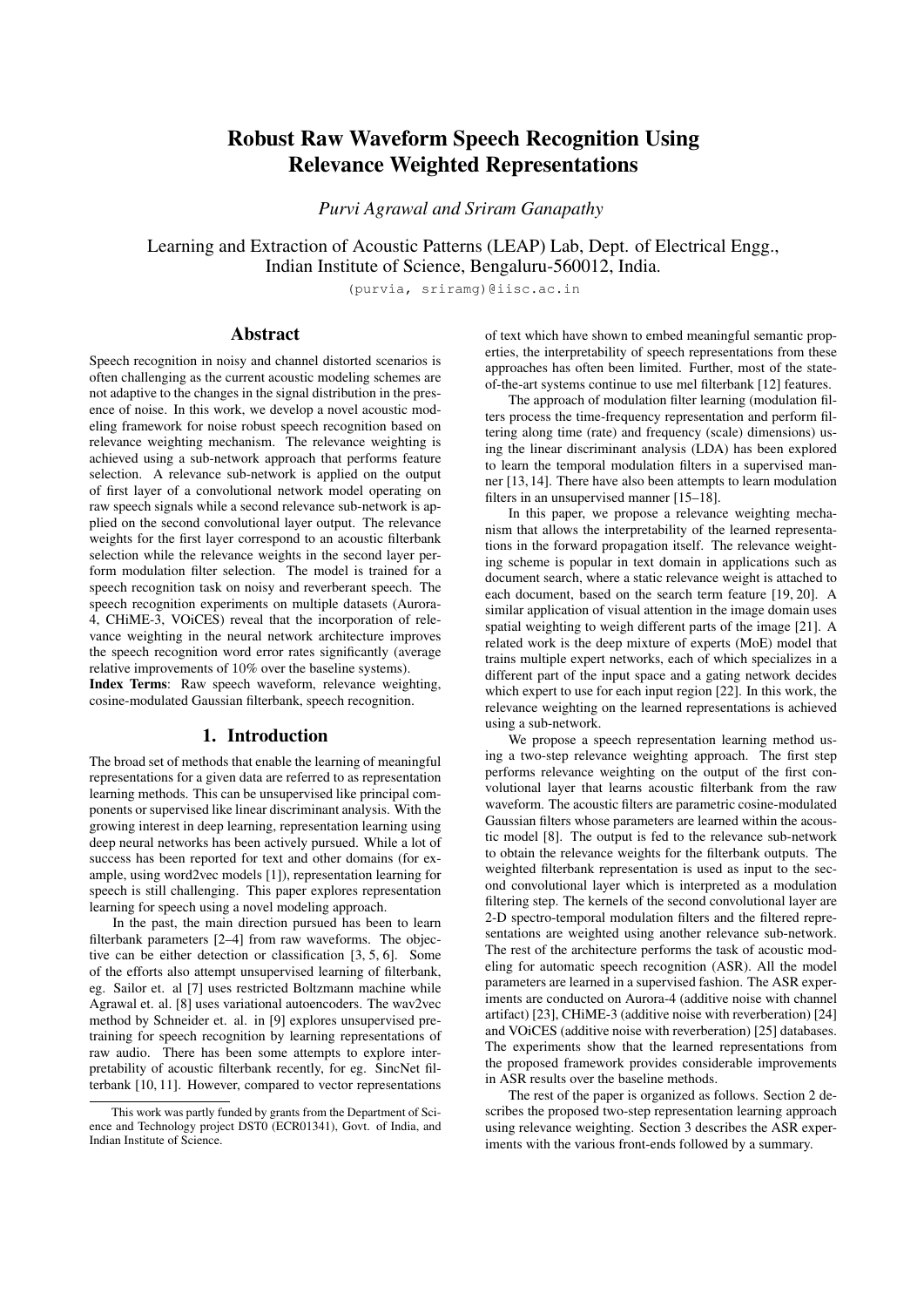# Robust Raw Waveform Speech Recognition Using Relevance Weighted Representations

*Purvi Agrawal and Sriram Ganapathy*

Learning and Extraction of Acoustic Patterns (LEAP) Lab, Dept. of Electrical Engg., Indian Institute of Science, Bengaluru-560012, India.

(purvia, sriramg)@iisc.ac.in

## Abstract

Speech recognition in noisy and channel distorted scenarios is often challenging as the current acoustic modeling schemes are not adaptive to the changes in the signal distribution in the presence of noise. In this work, we develop a novel acoustic modeling framework for noise robust speech recognition based on relevance weighting mechanism. The relevance weighting is achieved using a sub-network approach that performs feature selection. A relevance sub-network is applied on the output of first layer of a convolutional network model operating on raw speech signals while a second relevance sub-network is applied on the second convolutional layer output. The relevance weights for the first layer correspond to an acoustic filterbank selection while the relevance weights in the second layer perform modulation filter selection. The model is trained for a speech recognition task on noisy and reverberant speech. The speech recognition experiments on multiple datasets (Aurora-4, CHiME-3, VOiCES) reveal that the incorporation of relevance weighting in the neural network architecture improves the speech recognition word error rates significantly (average relative improvements of 10% over the baseline systems).

**Index Terms**: Raw speech waveform, relevance weighting, cosine-modulated Gaussian filterbank, speech recognition.

## 1. Introduction

The broad set of methods that enable the learning of meaningful representations for a given data are referred to as representation learning methods. This can be unsupervised like principal components or supervised like linear discriminant analysis. With the growing interest in deep learning, representation learning using deep neural networks has been actively pursued. While a lot of success has been reported for text and other domains (for example, using word2vec models [1]), representation learning for speech is still challenging. This paper explores representation learning for speech using a novel modeling approach.

In the past, the main direction pursued has been to learn filterbank parameters [2–4] from raw waveforms. The objective can be either detection or classification [3, 5, 6]. Some of the efforts also attempt unsupervised learning of filterbank, eg. Sailor et. al [7] uses restricted Boltzmann machine while Agrawal et. al. [8] uses variational autoencoders. The wav2vec method by Schneider et. al. in [9] explores unsupervised pre-training for speech recognition by learning representations of raw audio. There has been some attempts to explore interpretability of acoustic filterbank recently, for eg. SincNet filterbank [10, 11]. However, compared to vector representations of text which have shown to embed meaningful semantic properties, the interpretability of speech representations from these approaches has often been limited. Further, most of the state-of-the-art systems continue to use mel filterbank [12] features.

The approach of modulation filter learning (modulation filters process the time-frequency representation and perform filtering along time (rate) and frequency (scale) dimensions) using the linear discriminant analysis (LDA) has been explored to learn the temporal modulation filters in a supervised manner [13, 14]. There have also been attempts to learn modulation filters in an unsupervised manner [15–18].

In this paper, we propose a relevance weighting mechanism that allows the interpretability of the learned representations in the forward propagation itself. The relevance weighting scheme is popular in text domain in applications such as document search, where a static relevance weight is attached to each document, based on the search term feature [19, 20]. A similar application of visual attention in the image domain uses spatial weighting to weigh different parts of the image [21]. A related work is the deep mixture of experts (MoE) model that trains multiple expert networks, each of which specializes in a different part of the input space and a gating network decides which expert to use for each input region [22]. In this work, the relevance weighting on the learned representations is achieved using a sub-network.

We propose a speech representation learning method using a two-step relevance weighting approach. The first step performs relevance weighting on the output of the first convolutional layer that learns acoustic filterbank from the raw waveform. The acoustic filters are parametric cosine-modulated Gaussian filters whose parameters are learned within the acoustic model [8]. The output is fed to the relevance sub-network to obtain the relevance weights for the filterbank outputs. The weighted filterbank representation is used as input to the second convolutional layer which is interpreted as a modulation filtering step. The kernels of the second convolutional layer are 2-D spectro-temporal modulation filters and the filtered representations are weighted using another relevance sub-network. The rest of the architecture performs the task of acoustic modeling for automatic speech recognition (ASR). All the model parameters are learned in a supervised fashion. The ASR experiments are conducted on Aurora-4 (additive noise with channel artifact) [23], CHiME-3 (additive noise with reverberation) [24] and VOiCES (additive noise with reverberation) [25] databases. The experiments show that the learned representations from the proposed framework provides considerable improvements in ASR results over the baseline methods.

The rest of the paper is organized as follows. Section 2 describes the proposed two-step representation learning approach using relevance weighting. Section 3 describes the ASR experiments with the various front-ends followed by a summary.

This work was partly funded by grants from the Department of Science and Technology project DST0 (ECR01341), Govt. of India, and Indian Institute of Science.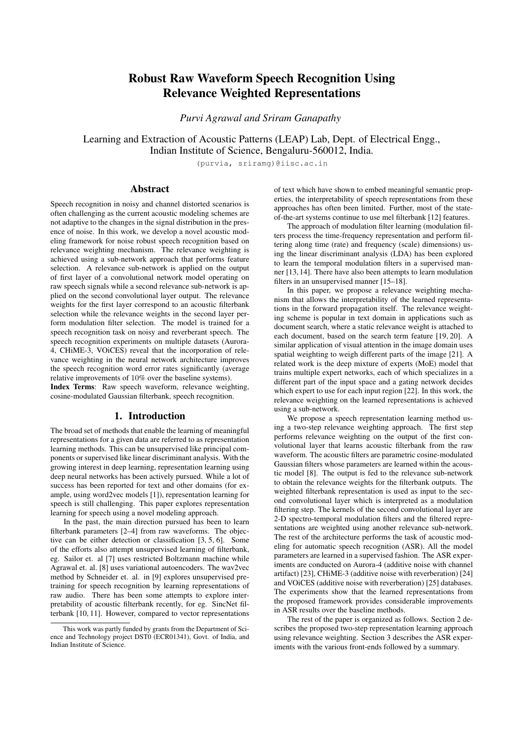# Robust Raw Waveform Speech Recognition Using Relevance Weighted Representations

*Purvi Agrawal and Sriram Ganapathy*

Learning and Extraction of Acoustic Patterns (LEAP) Lab, Dept. of Electrical Engg., Indian Institute of Science, Bengaluru-560012, India.

(purvia, sriramg)@iisc.ac.in

## Abstract

Speech recognition in noisy and channel distorted scenarios is often challenging as the current acoustic modeling schemes are not adaptive to the changes in the signal distribution in the presence of noise. In this work, we develop a novel acoustic modeling framework for noise robust speech recognition based on relevance weighting mechanism. The relevance weighting is achieved using a sub-network approach that performs feature selection. A relevance sub-network is applied on the output of first layer of a convolutional network model operating on raw speech signals while a second relevance sub-network is applied on the second convolutional layer output. The relevance weights for the first layer correspond to an acoustic filterbank selection while the relevance weights in the second layer perform modulation filter selection. The model is trained for a speech recognition task on noisy and reverberant speech. The speech recognition experiments on multiple datasets (Aurora-4, CHiME-3, VOiCES) reveal that the incorporation of relevance weighting in the neural network architecture improves the speech recognition word error rates significantly (average relative improvements of 10% over the baseline systems).

**Index Terms**: Raw speech waveform, relevance weighting, cosine-modulated Gaussian filterbank, speech recognition.

## 1. Introduction

The broad set of methods that enable the learning of meaningful representations for a given data are referred to as representation learning methods. This can be unsupervised like principal components or supervised like linear discriminant analysis. With the growing interest in deep learning, representation learning using deep neural networks has been actively pursued. While a lot of success has been reported for text and other domains (for example, using word2vec models [1]), representation learning for speech is still challenging. This paper explores representation learning for speech using a novel modeling approach.

In the past, the main direction pursued has been to learn filterbank parameters [2–4] from raw waveforms. The objective can be either detection or classification [3, 5, 6]. Some of the efforts also attempt unsupervised learning of filterbank, eg. Sailor et. al [7] uses restricted Boltzmann machine while Agrawal et. al. [8] uses variational autoencoders. The wav2vec method by Schneider et. al. in [9] explores unsupervised pre-training for speech recognition by learning representations of raw audio. There has been some attempts to explore interpretability of acoustic filterbank recently, for eg. SincNet filterbank [10, 11]. However, compared to vector representations of text which have shown to embed meaningful semantic properties, the interpretability of speech representations from these approaches has often been limited. Further, most of the state-of-the-art systems continue to use mel filterbank [12] features.

The approach of modulation filter learning (modulation filters process the time-frequency representation and perform filtering along time (rate) and frequency (scale) dimensions) using the linear discriminant analysis (LDA) has been explored to learn the temporal modulation filters in a supervised manner [13, 14]. There have also been attempts to learn modulation filters in an unsupervised manner [15–18].

In this paper, we propose a relevance weighting mechanism that allows the interpretability of the learned representations in the forward propagation itself. The relevance weighting scheme is popular in text domain in applications such as document search, where a static relevance weight is attached to each document, based on the search term feature [19, 20]. A similar application of visual attention in the image domain uses spatial weighting to weigh different parts of the image [21]. A related work is the deep mixture of experts (MoE) model that trains multiple expert networks, each of which specializes in a different part of the input space and a gating network decides which expert to use for each input region [22]. In this work, the relevance weighting on the learned representations is achieved using a sub-network.

We propose a speech representation learning method using a two-step relevance weighting approach. The first step performs relevance weighting on the output of the first convolutional layer that learns acoustic filterbank from the raw waveform. The acoustic filters are parametric cosine-modulated Gaussian filters whose parameters are learned within the acoustic model [8]. The output is fed to the relevance sub-network to obtain the relevance weights for the filterbank outputs. The weighted filterbank representation is used as input to the second convolutional layer which is interpreted as a modulation filtering step. The kernels of the second convolutional layer are 2-D spectro-temporal modulation filters and the filtered representations are weighted using another relevance sub-network. The rest of the architecture performs the task of acoustic modeling for automatic speech recognition (ASR). All the model parameters are learned in a supervised fashion. The ASR experiments are conducted on Aurora-4 (additive noise with channel artifact) [23], CHiME-3 (additive noise with reverberation) [24] and VOiCES (additive noise with reverberation) [25] databases. The experiments show that the learned representations from the proposed framework provides considerable improvements in ASR results over the baseline methods.

The rest of the paper is organized as follows. Section 2 describes the proposed two-step representation learning approach using relevance weighting. Section 3 describes the ASR experiments with the various front-ends followed by a summary.

This work was partly funded by grants from the Department of Science and Technology project DST0 (ECR01341), Govt. of India, and Indian Institute of Science.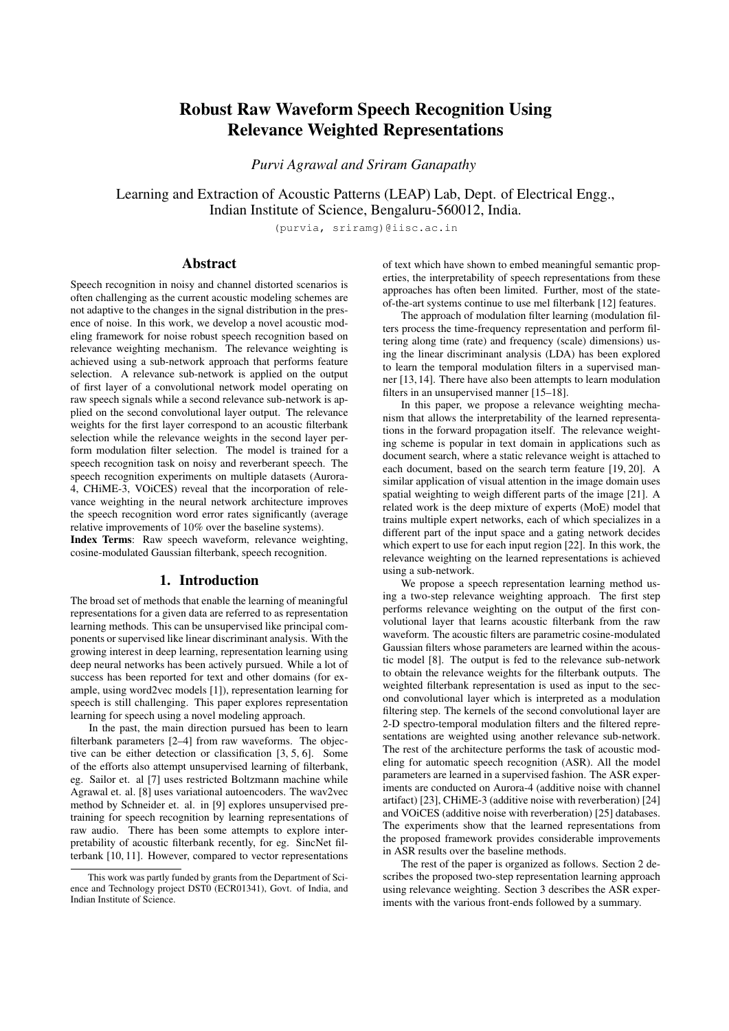# Robust Raw Waveform Speech Recognition Using Relevance Weighted Representations

*Purvi Agrawal and Sriram Ganapathy*

Learning and Extraction of Acoustic Patterns (LEAP) Lab, Dept. of Electrical Engg., Indian Institute of Science, Bengaluru-560012, India.

(purvia, sriramg)@iisc.ac.in

## Abstract

Speech recognition in noisy and channel distorted scenarios is often challenging as the current acoustic modeling schemes are not adaptive to the changes in the signal distribution in the presence of noise. In this work, we develop a novel acoustic modeling framework for noise robust speech recognition based on relevance weighting mechanism. The relevance weighting is achieved using a sub-network approach that performs feature selection. A relevance sub-network is applied on the output of first layer of a convolutional network model operating on raw speech signals while a second relevance sub-network is applied on the second convolutional layer output. The relevance weights for the first layer correspond to an acoustic filterbank selection while the relevance weights in the second layer perform modulation filter selection. The model is trained for a speech recognition task on noisy and reverberant speech. The speech recognition experiments on multiple datasets (Aurora-4, CHiME-3, VOiCES) reveal that the incorporation of relevance weighting in the neural network architecture improves the speech recognition word error rates significantly (average relative improvements of 10% over the baseline systems).

**Index Terms**: Raw speech waveform, relevance weighting, cosine-modulated Gaussian filterbank, speech recognition.

## 1. Introduction

The broad set of methods that enable the learning of meaningful representations for a given data are referred to as representation learning methods. This can be unsupervised like principal components or supervised like linear discriminant analysis. With the growing interest in deep learning, representation learning using deep neural networks has been actively pursued. While a lot of success has been reported for text and other domains (for example, using word2vec models [1]), representation learning for speech is still challenging. This paper explores representation learning for speech using a novel modeling approach.

In the past, the main direction pursued has been to learn filterbank parameters [2–4] from raw waveforms. The objective can be either detection or classification [3, 5, 6]. Some of the efforts also attempt unsupervised learning of filterbank, eg. Sailor et. al [7] uses restricted Boltzmann machine while Agrawal et. al. [8] uses variational autoencoders. The wav2vec method by Schneider et. al. in [9] explores unsupervised pre-training for speech recognition by learning representations of raw audio. There has been some attempts to explore interpretability of acoustic filterbank recently, for eg. SincNet filterbank [10, 11]. However, compared to vector representations of text which have shown to embed meaningful semantic properties, the interpretability of speech representations from these approaches has often been limited. Further, most of the state-of-the-art systems continue to use mel filterbank [12] features.

The approach of modulation filter learning (modulation filters process the time-frequency representation and perform filtering along time (rate) and frequency (scale) dimensions) using the linear discriminant analysis (LDA) has been explored to learn the temporal modulation filters in a supervised manner [13, 14]. There have also been attempts to learn modulation filters in an unsupervised manner [15–18].

In this paper, we propose a relevance weighting mechanism that allows the interpretability of the learned representations in the forward propagation itself. The relevance weighting scheme is popular in text domain in applications such as document search, where a static relevance weight is attached to each document, based on the search term feature [19, 20]. A similar application of visual attention in the image domain uses spatial weighting to weigh different parts of the image [21]. A related work is the deep mixture of experts (MoE) model that trains multiple expert networks, each of which specializes in a different part of the input space and a gating network decides which expert to use for each input region [22]. In this work, the relevance weighting on the learned representations is achieved using a sub-network.

We propose a speech representation learning method using a two-step relevance weighting approach. The first step performs relevance weighting on the output of the first convolutional layer that learns acoustic filterbank from the raw waveform. The acoustic filters are parametric cosine-modulated Gaussian filters whose parameters are learned within the acoustic model [8]. The output is fed to the relevance sub-network to obtain the relevance weights for the filterbank outputs. The weighted filterbank representation is used as input to the second convolutional layer which is interpreted as a modulation filtering step. The kernels of the second convolutional layer are 2-D spectro-temporal modulation filters and the filtered representations are weighted using another relevance sub-network. The rest of the architecture performs the task of acoustic modeling for automatic speech recognition (ASR). All the model parameters are learned in a supervised fashion. The ASR experiments are conducted on Aurora-4 (additive noise with channel artifact) [23], CHiME-3 (additive noise with reverberation) [24] and VOiCES (additive noise with reverberation) [25] databases. The experiments show that the learned representations from the proposed framework provides considerable improvements in ASR results over the baseline methods.

The rest of the paper is organized as follows. Section 2 describes the proposed two-step representation learning approach using relevance weighting. Section 3 describes the ASR experiments with the various front-ends followed by a summary.

This work was partly funded by grants from the Department of Science and Technology project DST0 (ECR01341), Govt. of India, and Indian Institute of Science.